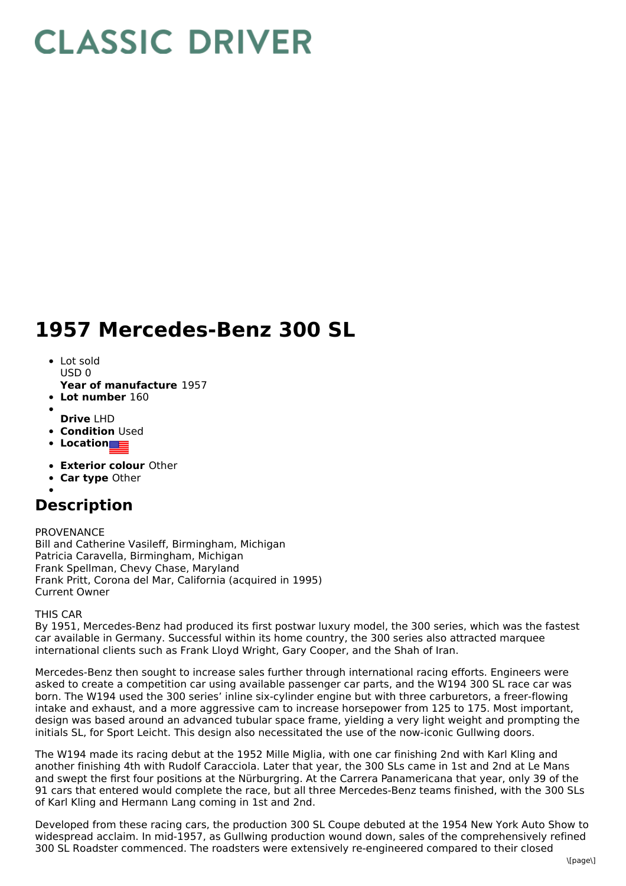# CLASSIC DRIVER

# 1957 Mercedes-Benz 300 SL

- Lot sold
  USD 0
  **Year of manufacture** 1957
- **Lot number** 160
-
  **Drive** LHD
- **Condition** Used
- **Location**
- **Exterior colour** Other
- **Car type** Other
-

## Description

PROVENANCE
Bill and Catherine Vasileff, Birmingham, Michigan
Patricia Caravella, Birmingham, Michigan
Frank Spellman, Chevy Chase, Maryland
Frank Pritt, Corona del Mar, California (acquired in 1995)
Current Owner

THIS CAR
By 1951, Mercedes-Benz had produced its first postwar luxury model, the 300 series, which was the fastest car available in Germany. Successful within its home country, the 300 series also attracted marquee international clients such as Frank Lloyd Wright, Gary Cooper, and the Shah of Iran.

Mercedes-Benz then sought to increase sales further through international racing efforts. Engineers were asked to create a competition car using available passenger car parts, and the W194 300 SL race car was born. The W194 used the 300 series' inline six-cylinder engine but with three carburetors, a freer-flowing intake and exhaust, and a more aggressive cam to increase horsepower from 125 to 175. Most important, design was based around an advanced tubular space frame, yielding a very light weight and prompting the initials SL, for Sport Leicht. This design also necessitated the use of the now-iconic Gullwing doors.

The W194 made its racing debut at the 1952 Mille Miglia, with one car finishing 2nd with Karl Kling and another finishing 4th with Rudolf Caracciola. Later that year, the 300 SLs came in 1st and 2nd at Le Mans and swept the first four positions at the Nürburgring. At the Carrera Panamericana that year, only 39 of the 91 cars that entered would complete the race, but all three Mercedes-Benz teams finished, with the 300 SLs of Karl Kling and Hermann Lang coming in 1st and 2nd.

Developed from these racing cars, the production 300 SL Coupe debuted at the 1954 New York Auto Show to widespread acclaim. In mid-1957, as Gullwing production wound down, sales of the comprehensively refined 300 SL Roadster commenced. The roadsters were extensively re-engineered compared to their closed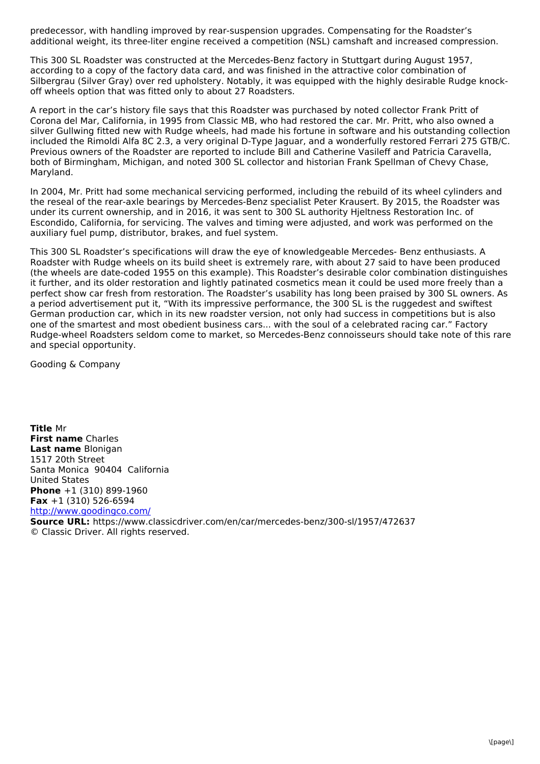predecessor, with handling improved by rear-suspension upgrades. Compensating for the Roadster's additional weight, its three-liter engine received a competition (NSL) camshaft and increased compression.

This 300 SL Roadster was constructed at the Mercedes-Benz factory in Stuttgart during August 1957, according to a copy of the factory data card, and was finished in the attractive color combination of Silbergrau (Silver Gray) over red upholstery. Notably, it was equipped with the highly desirable Rudge knock-off wheels option that was fitted only to about 27 Roadsters.

A report in the car's history file says that this Roadster was purchased by noted collector Frank Pritt of Corona del Mar, California, in 1995 from Classic MB, who had restored the car. Mr. Pritt, who also owned a silver Gullwing fitted new with Rudge wheels, had made his fortune in software and his outstanding collection included the Rimoldi Alfa 8C 2.3, a very original D-Type Jaguar, and a wonderfully restored Ferrari 275 GTB/C. Previous owners of the Roadster are reported to include Bill and Catherine Vasileff and Patricia Caravella, both of Birmingham, Michigan, and noted 300 SL collector and historian Frank Spellman of Chevy Chase, Maryland.

In 2004, Mr. Pritt had some mechanical servicing performed, including the rebuild of its wheel cylinders and the reseal of the rear-axle bearings by Mercedes-Benz specialist Peter Krausert. By 2015, the Roadster was under its current ownership, and in 2016, it was sent to 300 SL authority Hjeltness Restoration Inc. of Escondido, California, for servicing. The valves and timing were adjusted, and work was performed on the auxiliary fuel pump, distributor, brakes, and fuel system.

This 300 SL Roadster's specifications will draw the eye of knowledgeable Mercedes- Benz enthusiasts. A Roadster with Rudge wheels on its build sheet is extremely rare, with about 27 said to have been produced (the wheels are date-coded 1955 on this example). This Roadster's desirable color combination distinguishes it further, and its older restoration and lightly patinated cosmetics mean it could be used more freely than a perfect show car fresh from restoration. The Roadster's usability has long been praised by 300 SL owners. As a period advertisement put it, "With its impressive performance, the 300 SL is the ruggedest and swiftest German production car, which in its new roadster version, not only had success in competitions but is also one of the smartest and most obedient business cars... with the soul of a celebrated racing car." Factory Rudge-wheel Roadsters seldom come to market, so Mercedes-Benz connoisseurs should take note of this rare and special opportunity.

Gooding & Company

**Title** Mr
**First name** Charles
**Last name** Blonigan
1517 20th Street
Santa Monica 90404 California
United States
**Phone** +1 (310) 899-1960
**Fax** +1 (310) 526-6594
[http://www.goodingco.com/](http://www.goodingco.com/)
**Source URL:** https://www.classicdriver.com/en/car/mercedes-benz/300-sl/1957/472637
© Classic Driver. All rights reserved.